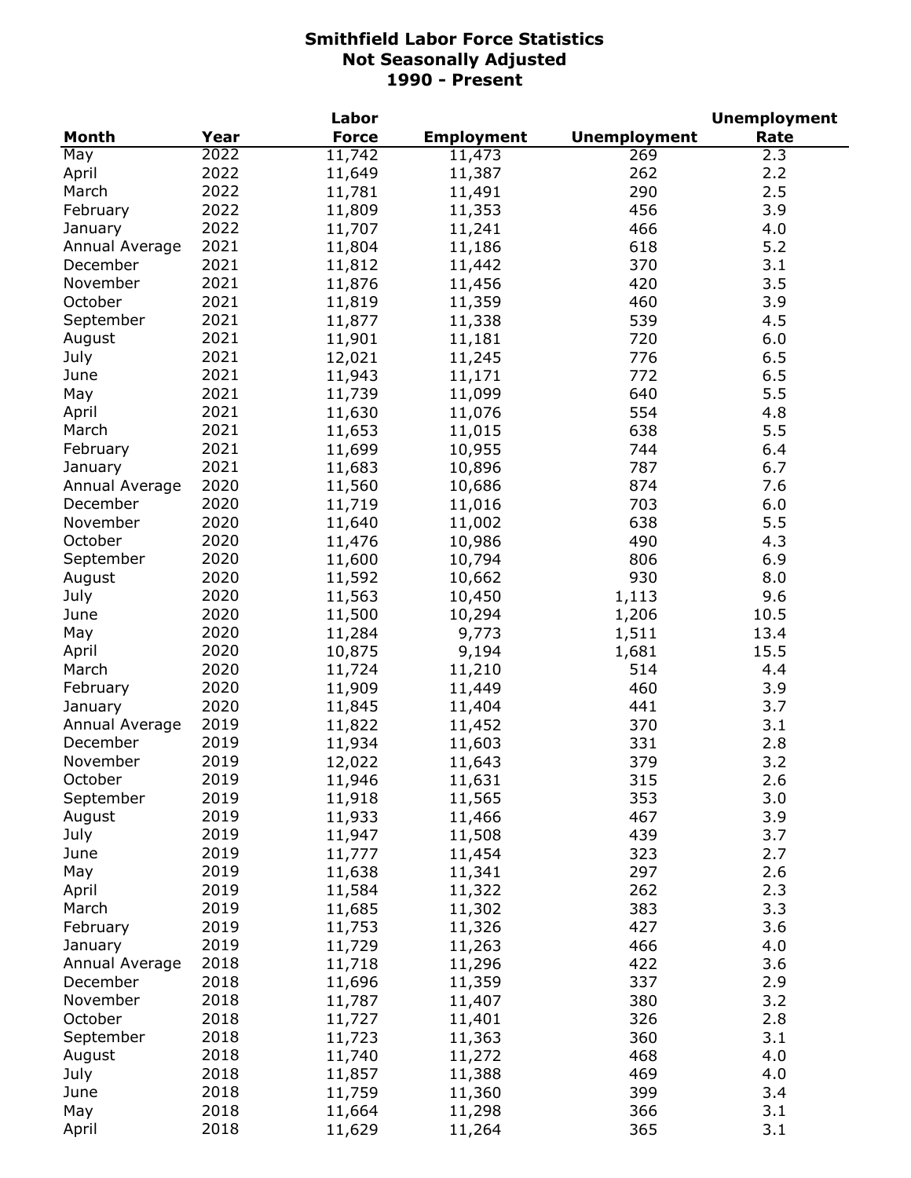# Smithfield Labor Force Statistics
## Not Seasonally Adjusted
## 1990 - Present

| Month | Year | Labor Force | Employment | Unemployment | Unemployment Rate |
|---|---|---|---|---|---|
| May | 2022 | 11,742 | 11,473 | 269 | 2.3 |
| April | 2022 | 11,649 | 11,387 | 262 | 2.2 |
| March | 2022 | 11,781 | 11,491 | 290 | 2.5 |
| February | 2022 | 11,809 | 11,353 | 456 | 3.9 |
| January | 2022 | 11,707 | 11,241 | 466 | 4.0 |
| Annual Average | 2021 | 11,804 | 11,186 | 618 | 5.2 |
| December | 2021 | 11,812 | 11,442 | 370 | 3.1 |
| November | 2021 | 11,876 | 11,456 | 420 | 3.5 |
| October | 2021 | 11,819 | 11,359 | 460 | 3.9 |
| September | 2021 | 11,877 | 11,338 | 539 | 4.5 |
| August | 2021 | 11,901 | 11,181 | 720 | 6.0 |
| July | 2021 | 12,021 | 11,245 | 776 | 6.5 |
| June | 2021 | 11,943 | 11,171 | 772 | 6.5 |
| May | 2021 | 11,739 | 11,099 | 640 | 5.5 |
| April | 2021 | 11,630 | 11,076 | 554 | 4.8 |
| March | 2021 | 11,653 | 11,015 | 638 | 5.5 |
| February | 2021 | 11,699 | 10,955 | 744 | 6.4 |
| January | 2021 | 11,683 | 10,896 | 787 | 6.7 |
| Annual Average | 2020 | 11,560 | 10,686 | 874 | 7.6 |
| December | 2020 | 11,719 | 11,016 | 703 | 6.0 |
| November | 2020 | 11,640 | 11,002 | 638 | 5.5 |
| October | 2020 | 11,476 | 10,986 | 490 | 4.3 |
| September | 2020 | 11,600 | 10,794 | 806 | 6.9 |
| August | 2020 | 11,592 | 10,662 | 930 | 8.0 |
| July | 2020 | 11,563 | 10,450 | 1,113 | 9.6 |
| June | 2020 | 11,500 | 10,294 | 1,206 | 10.5 |
| May | 2020 | 11,284 | 9,773 | 1,511 | 13.4 |
| April | 2020 | 10,875 | 9,194 | 1,681 | 15.5 |
| March | 2020 | 11,724 | 11,210 | 514 | 4.4 |
| February | 2020 | 11,909 | 11,449 | 460 | 3.9 |
| January | 2020 | 11,845 | 11,404 | 441 | 3.7 |
| Annual Average | 2019 | 11,822 | 11,452 | 370 | 3.1 |
| December | 2019 | 11,934 | 11,603 | 331 | 2.8 |
| November | 2019 | 12,022 | 11,643 | 379 | 3.2 |
| October | 2019 | 11,946 | 11,631 | 315 | 2.6 |
| September | 2019 | 11,918 | 11,565 | 353 | 3.0 |
| August | 2019 | 11,933 | 11,466 | 467 | 3.9 |
| July | 2019 | 11,947 | 11,508 | 439 | 3.7 |
| June | 2019 | 11,777 | 11,454 | 323 | 2.7 |
| May | 2019 | 11,638 | 11,341 | 297 | 2.6 |
| April | 2019 | 11,584 | 11,322 | 262 | 2.3 |
| March | 2019 | 11,685 | 11,302 | 383 | 3.3 |
| February | 2019 | 11,753 | 11,326 | 427 | 3.6 |
| January | 2019 | 11,729 | 11,263 | 466 | 4.0 |
| Annual Average | 2018 | 11,718 | 11,296 | 422 | 3.6 |
| December | 2018 | 11,696 | 11,359 | 337 | 2.9 |
| November | 2018 | 11,787 | 11,407 | 380 | 3.2 |
| October | 2018 | 11,727 | 11,401 | 326 | 2.8 |
| September | 2018 | 11,723 | 11,363 | 360 | 3.1 |
| August | 2018 | 11,740 | 11,272 | 468 | 4.0 |
| July | 2018 | 11,857 | 11,388 | 469 | 4.0 |
| June | 2018 | 11,759 | 11,360 | 399 | 3.4 |
| May | 2018 | 11,664 | 11,298 | 366 | 3.1 |
| April | 2018 | 11,629 | 11,264 | 365 | 3.1 |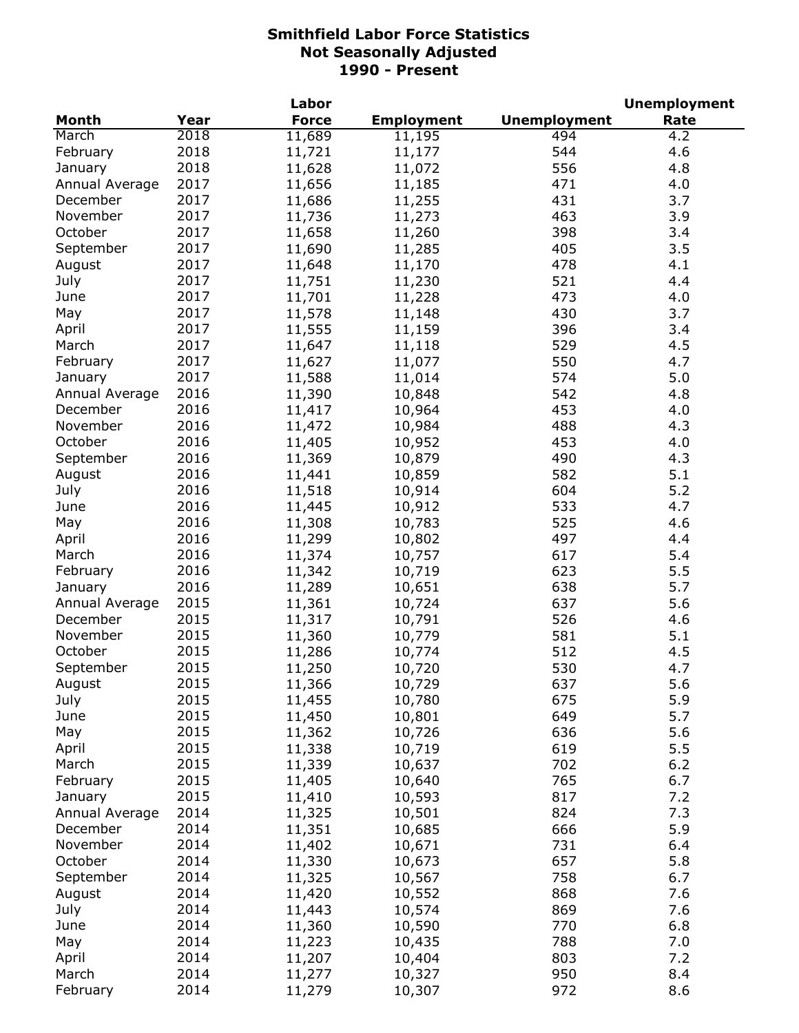# Smithfield Labor Force Statistics
## Not Seasonally Adjusted
## 1990 - Present

| Month | Year | Labor Force | Employment | Unemployment | Unemployment Rate |
|---|---|---|---|---|---|
| March | 2018 | 11,689 | 11,195 | 494 | 4.2 |
| February | 2018 | 11,721 | 11,177 | 544 | 4.6 |
| January | 2018 | 11,628 | 11,072 | 556 | 4.8 |
| Annual Average | 2017 | 11,656 | 11,185 | 471 | 4.0 |
| December | 2017 | 11,686 | 11,255 | 431 | 3.7 |
| November | 2017 | 11,736 | 11,273 | 463 | 3.9 |
| October | 2017 | 11,658 | 11,260 | 398 | 3.4 |
| September | 2017 | 11,690 | 11,285 | 405 | 3.5 |
| August | 2017 | 11,648 | 11,170 | 478 | 4.1 |
| July | 2017 | 11,751 | 11,230 | 521 | 4.4 |
| June | 2017 | 11,701 | 11,228 | 473 | 4.0 |
| May | 2017 | 11,578 | 11,148 | 430 | 3.7 |
| April | 2017 | 11,555 | 11,159 | 396 | 3.4 |
| March | 2017 | 11,647 | 11,118 | 529 | 4.5 |
| February | 2017 | 11,627 | 11,077 | 550 | 4.7 |
| January | 2017 | 11,588 | 11,014 | 574 | 5.0 |
| Annual Average | 2016 | 11,390 | 10,848 | 542 | 4.8 |
| December | 2016 | 11,417 | 10,964 | 453 | 4.0 |
| November | 2016 | 11,472 | 10,984 | 488 | 4.3 |
| October | 2016 | 11,405 | 10,952 | 453 | 4.0 |
| September | 2016 | 11,369 | 10,879 | 490 | 4.3 |
| August | 2016 | 11,441 | 10,859 | 582 | 5.1 |
| July | 2016 | 11,518 | 10,914 | 604 | 5.2 |
| June | 2016 | 11,445 | 10,912 | 533 | 4.7 |
| May | 2016 | 11,308 | 10,783 | 525 | 4.6 |
| April | 2016 | 11,299 | 10,802 | 497 | 4.4 |
| March | 2016 | 11,374 | 10,757 | 617 | 5.4 |
| February | 2016 | 11,342 | 10,719 | 623 | 5.5 |
| January | 2016 | 11,289 | 10,651 | 638 | 5.7 |
| Annual Average | 2015 | 11,361 | 10,724 | 637 | 5.6 |
| December | 2015 | 11,317 | 10,791 | 526 | 4.6 |
| November | 2015 | 11,360 | 10,779 | 581 | 5.1 |
| October | 2015 | 11,286 | 10,774 | 512 | 4.5 |
| September | 2015 | 11,250 | 10,720 | 530 | 4.7 |
| August | 2015 | 11,366 | 10,729 | 637 | 5.6 |
| July | 2015 | 11,455 | 10,780 | 675 | 5.9 |
| June | 2015 | 11,450 | 10,801 | 649 | 5.7 |
| May | 2015 | 11,362 | 10,726 | 636 | 5.6 |
| April | 2015 | 11,338 | 10,719 | 619 | 5.5 |
| March | 2015 | 11,339 | 10,637 | 702 | 6.2 |
| February | 2015 | 11,405 | 10,640 | 765 | 6.7 |
| January | 2015 | 11,410 | 10,593 | 817 | 7.2 |
| Annual Average | 2014 | 11,325 | 10,501 | 824 | 7.3 |
| December | 2014 | 11,351 | 10,685 | 666 | 5.9 |
| November | 2014 | 11,402 | 10,671 | 731 | 6.4 |
| October | 2014 | 11,330 | 10,673 | 657 | 5.8 |
| September | 2014 | 11,325 | 10,567 | 758 | 6.7 |
| August | 2014 | 11,420 | 10,552 | 868 | 7.6 |
| July | 2014 | 11,443 | 10,574 | 869 | 7.6 |
| June | 2014 | 11,360 | 10,590 | 770 | 6.8 |
| May | 2014 | 11,223 | 10,435 | 788 | 7.0 |
| April | 2014 | 11,207 | 10,404 | 803 | 7.2 |
| March | 2014 | 11,277 | 10,327 | 950 | 8.4 |
| February | 2014 | 11,279 | 10,307 | 972 | 8.6 |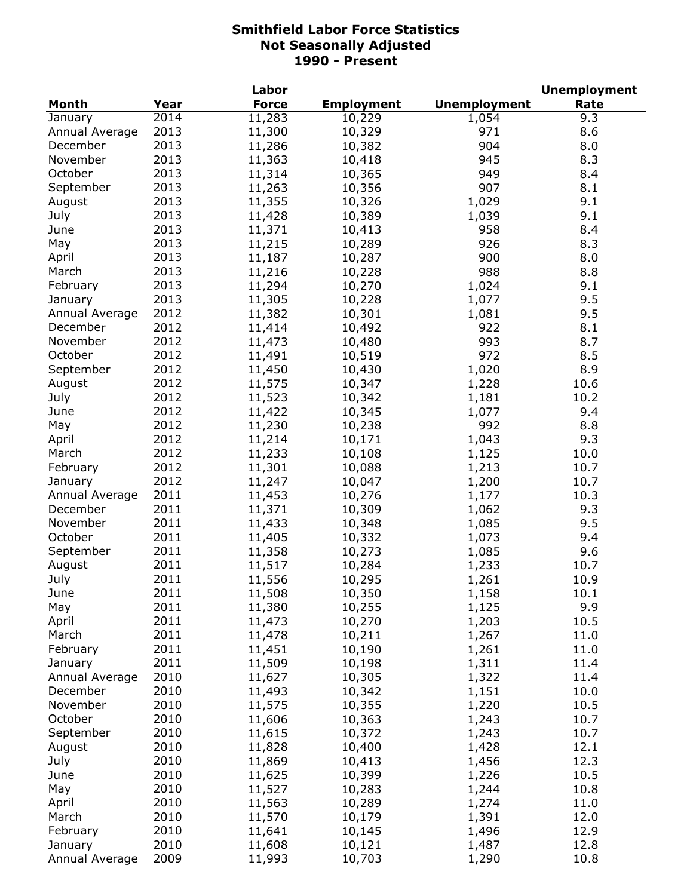**Smithfield Labor Force Statistics**
**Not Seasonally Adjusted**
**1990 - Present**

| Month | Year | Labor Force | Employment | Unemployment | Unemployment Rate |
|---|---|---|---|---|---|
| January | 2014 | 11,283 | 10,229 | 1,054 | 9.3 |
| Annual Average | 2013 | 11,300 | 10,329 | 971 | 8.6 |
| December | 2013 | 11,286 | 10,382 | 904 | 8.0 |
| November | 2013 | 11,363 | 10,418 | 945 | 8.3 |
| October | 2013 | 11,314 | 10,365 | 949 | 8.4 |
| September | 2013 | 11,263 | 10,356 | 907 | 8.1 |
| August | 2013 | 11,355 | 10,326 | 1,029 | 9.1 |
| July | 2013 | 11,428 | 10,389 | 1,039 | 9.1 |
| June | 2013 | 11,371 | 10,413 | 958 | 8.4 |
| May | 2013 | 11,215 | 10,289 | 926 | 8.3 |
| April | 2013 | 11,187 | 10,287 | 900 | 8.0 |
| March | 2013 | 11,216 | 10,228 | 988 | 8.8 |
| February | 2013 | 11,294 | 10,270 | 1,024 | 9.1 |
| January | 2013 | 11,305 | 10,228 | 1,077 | 9.5 |
| Annual Average | 2012 | 11,382 | 10,301 | 1,081 | 9.5 |
| December | 2012 | 11,414 | 10,492 | 922 | 8.1 |
| November | 2012 | 11,473 | 10,480 | 993 | 8.7 |
| October | 2012 | 11,491 | 10,519 | 972 | 8.5 |
| September | 2012 | 11,450 | 10,430 | 1,020 | 8.9 |
| August | 2012 | 11,575 | 10,347 | 1,228 | 10.6 |
| July | 2012 | 11,523 | 10,342 | 1,181 | 10.2 |
| June | 2012 | 11,422 | 10,345 | 1,077 | 9.4 |
| May | 2012 | 11,230 | 10,238 | 992 | 8.8 |
| April | 2012 | 11,214 | 10,171 | 1,043 | 9.3 |
| March | 2012 | 11,233 | 10,108 | 1,125 | 10.0 |
| February | 2012 | 11,301 | 10,088 | 1,213 | 10.7 |
| January | 2012 | 11,247 | 10,047 | 1,200 | 10.7 |
| Annual Average | 2011 | 11,453 | 10,276 | 1,177 | 10.3 |
| December | 2011 | 11,371 | 10,309 | 1,062 | 9.3 |
| November | 2011 | 11,433 | 10,348 | 1,085 | 9.5 |
| October | 2011 | 11,405 | 10,332 | 1,073 | 9.4 |
| September | 2011 | 11,358 | 10,273 | 1,085 | 9.6 |
| August | 2011 | 11,517 | 10,284 | 1,233 | 10.7 |
| July | 2011 | 11,556 | 10,295 | 1,261 | 10.9 |
| June | 2011 | 11,508 | 10,350 | 1,158 | 10.1 |
| May | 2011 | 11,380 | 10,255 | 1,125 | 9.9 |
| April | 2011 | 11,473 | 10,270 | 1,203 | 10.5 |
| March | 2011 | 11,478 | 10,211 | 1,267 | 11.0 |
| February | 2011 | 11,451 | 10,190 | 1,261 | 11.0 |
| January | 2011 | 11,509 | 10,198 | 1,311 | 11.4 |
| Annual Average | 2010 | 11,627 | 10,305 | 1,322 | 11.4 |
| December | 2010 | 11,493 | 10,342 | 1,151 | 10.0 |
| November | 2010 | 11,575 | 10,355 | 1,220 | 10.5 |
| October | 2010 | 11,606 | 10,363 | 1,243 | 10.7 |
| September | 2010 | 11,615 | 10,372 | 1,243 | 10.7 |
| August | 2010 | 11,828 | 10,400 | 1,428 | 12.1 |
| July | 2010 | 11,869 | 10,413 | 1,456 | 12.3 |
| June | 2010 | 11,625 | 10,399 | 1,226 | 10.5 |
| May | 2010 | 11,527 | 10,283 | 1,244 | 10.8 |
| April | 2010 | 11,563 | 10,289 | 1,274 | 11.0 |
| March | 2010 | 11,570 | 10,179 | 1,391 | 12.0 |
| February | 2010 | 11,641 | 10,145 | 1,496 | 12.9 |
| January | 2010 | 11,608 | 10,121 | 1,487 | 12.8 |
| Annual Average | 2009 | 11,993 | 10,703 | 1,290 | 10.8 |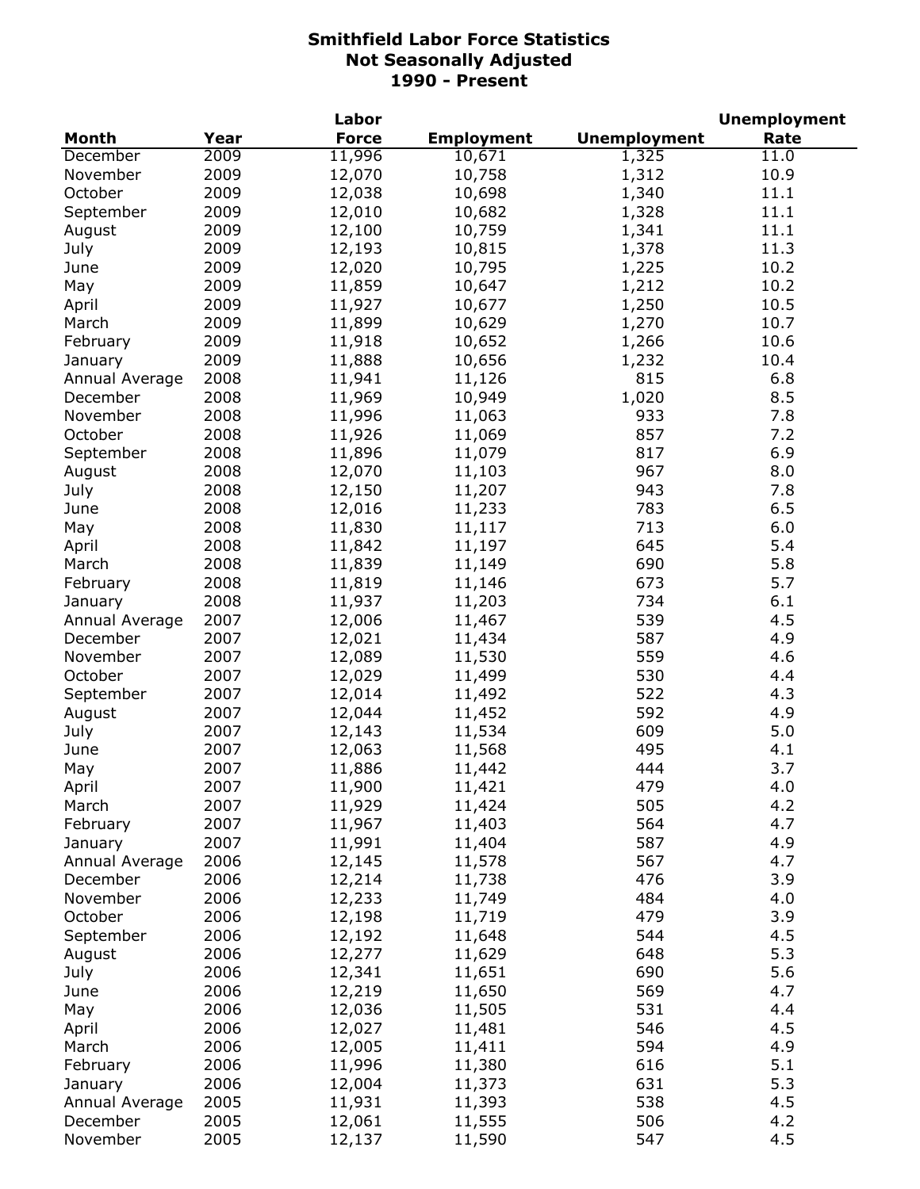# Smithfield Labor Force Statistics
## Not Seasonally Adjusted
## 1990 - Present

| Month | Year | Labor Force | Employment | Unemployment | Unemployment Rate |
|---|---|---|---|---|---|
| December | 2009 | 11,996 | 10,671 | 1,325 | 11.0 |
| November | 2009 | 12,070 | 10,758 | 1,312 | 10.9 |
| October | 2009 | 12,038 | 10,698 | 1,340 | 11.1 |
| September | 2009 | 12,010 | 10,682 | 1,328 | 11.1 |
| August | 2009 | 12,100 | 10,759 | 1,341 | 11.1 |
| July | 2009 | 12,193 | 10,815 | 1,378 | 11.3 |
| June | 2009 | 12,020 | 10,795 | 1,225 | 10.2 |
| May | 2009 | 11,859 | 10,647 | 1,212 | 10.2 |
| April | 2009 | 11,927 | 10,677 | 1,250 | 10.5 |
| March | 2009 | 11,899 | 10,629 | 1,270 | 10.7 |
| February | 2009 | 11,918 | 10,652 | 1,266 | 10.6 |
| January | 2009 | 11,888 | 10,656 | 1,232 | 10.4 |
| Annual Average | 2008 | 11,941 | 11,126 | 815 | 6.8 |
| December | 2008 | 11,969 | 10,949 | 1,020 | 8.5 |
| November | 2008 | 11,996 | 11,063 | 933 | 7.8 |
| October | 2008 | 11,926 | 11,069 | 857 | 7.2 |
| September | 2008 | 11,896 | 11,079 | 817 | 6.9 |
| August | 2008 | 12,070 | 11,103 | 967 | 8.0 |
| July | 2008 | 12,150 | 11,207 | 943 | 7.8 |
| June | 2008 | 12,016 | 11,233 | 783 | 6.5 |
| May | 2008 | 11,830 | 11,117 | 713 | 6.0 |
| April | 2008 | 11,842 | 11,197 | 645 | 5.4 |
| March | 2008 | 11,839 | 11,149 | 690 | 5.8 |
| February | 2008 | 11,819 | 11,146 | 673 | 5.7 |
| January | 2008 | 11,937 | 11,203 | 734 | 6.1 |
| Annual Average | 2007 | 12,006 | 11,467 | 539 | 4.5 |
| December | 2007 | 12,021 | 11,434 | 587 | 4.9 |
| November | 2007 | 12,089 | 11,530 | 559 | 4.6 |
| October | 2007 | 12,029 | 11,499 | 530 | 4.4 |
| September | 2007 | 12,014 | 11,492 | 522 | 4.3 |
| August | 2007 | 12,044 | 11,452 | 592 | 4.9 |
| July | 2007 | 12,143 | 11,534 | 609 | 5.0 |
| June | 2007 | 12,063 | 11,568 | 495 | 4.1 |
| May | 2007 | 11,886 | 11,442 | 444 | 3.7 |
| April | 2007 | 11,900 | 11,421 | 479 | 4.0 |
| March | 2007 | 11,929 | 11,424 | 505 | 4.2 |
| February | 2007 | 11,967 | 11,403 | 564 | 4.7 |
| January | 2007 | 11,991 | 11,404 | 587 | 4.9 |
| Annual Average | 2006 | 12,145 | 11,578 | 567 | 4.7 |
| December | 2006 | 12,214 | 11,738 | 476 | 3.9 |
| November | 2006 | 12,233 | 11,749 | 484 | 4.0 |
| October | 2006 | 12,198 | 11,719 | 479 | 3.9 |
| September | 2006 | 12,192 | 11,648 | 544 | 4.5 |
| August | 2006 | 12,277 | 11,629 | 648 | 5.3 |
| July | 2006 | 12,341 | 11,651 | 690 | 5.6 |
| June | 2006 | 12,219 | 11,650 | 569 | 4.7 |
| May | 2006 | 12,036 | 11,505 | 531 | 4.4 |
| April | 2006 | 12,027 | 11,481 | 546 | 4.5 |
| March | 2006 | 12,005 | 11,411 | 594 | 4.9 |
| February | 2006 | 11,996 | 11,380 | 616 | 5.1 |
| January | 2006 | 12,004 | 11,373 | 631 | 5.3 |
| Annual Average | 2005 | 11,931 | 11,393 | 538 | 4.5 |
| December | 2005 | 12,061 | 11,555 | 506 | 4.2 |
| November | 2005 | 12,137 | 11,590 | 547 | 4.5 |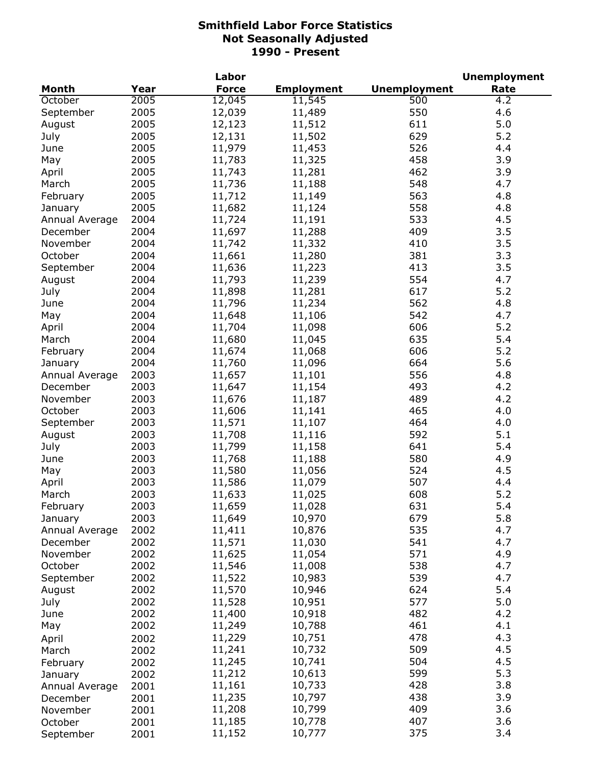**Smithfield Labor Force Statistics**
**Not Seasonally Adjusted**
**1990 - Present**

| Month | Year | Labor Force | Employment | Unemployment | Unemployment Rate |
|---|---|---|---|---|---|
| October | 2005 | 12,045 | 11,545 | 500 | 4.2 |
| September | 2005 | 12,039 | 11,489 | 550 | 4.6 |
| August | 2005 | 12,123 | 11,512 | 611 | 5.0 |
| July | 2005 | 12,131 | 11,502 | 629 | 5.2 |
| June | 2005 | 11,979 | 11,453 | 526 | 4.4 |
| May | 2005 | 11,783 | 11,325 | 458 | 3.9 |
| April | 2005 | 11,743 | 11,281 | 462 | 3.9 |
| March | 2005 | 11,736 | 11,188 | 548 | 4.7 |
| February | 2005 | 11,712 | 11,149 | 563 | 4.8 |
| January | 2005 | 11,682 | 11,124 | 558 | 4.8 |
| Annual Average | 2004 | 11,724 | 11,191 | 533 | 4.5 |
| December | 2004 | 11,697 | 11,288 | 409 | 3.5 |
| November | 2004 | 11,742 | 11,332 | 410 | 3.5 |
| October | 2004 | 11,661 | 11,280 | 381 | 3.3 |
| September | 2004 | 11,636 | 11,223 | 413 | 3.5 |
| August | 2004 | 11,793 | 11,239 | 554 | 4.7 |
| July | 2004 | 11,898 | 11,281 | 617 | 5.2 |
| June | 2004 | 11,796 | 11,234 | 562 | 4.8 |
| May | 2004 | 11,648 | 11,106 | 542 | 4.7 |
| April | 2004 | 11,704 | 11,098 | 606 | 5.2 |
| March | 2004 | 11,680 | 11,045 | 635 | 5.4 |
| February | 2004 | 11,674 | 11,068 | 606 | 5.2 |
| January | 2004 | 11,760 | 11,096 | 664 | 5.6 |
| Annual Average | 2003 | 11,657 | 11,101 | 556 | 4.8 |
| December | 2003 | 11,647 | 11,154 | 493 | 4.2 |
| November | 2003 | 11,676 | 11,187 | 489 | 4.2 |
| October | 2003 | 11,606 | 11,141 | 465 | 4.0 |
| September | 2003 | 11,571 | 11,107 | 464 | 4.0 |
| August | 2003 | 11,708 | 11,116 | 592 | 5.1 |
| July | 2003 | 11,799 | 11,158 | 641 | 5.4 |
| June | 2003 | 11,768 | 11,188 | 580 | 4.9 |
| May | 2003 | 11,580 | 11,056 | 524 | 4.5 |
| April | 2003 | 11,586 | 11,079 | 507 | 4.4 |
| March | 2003 | 11,633 | 11,025 | 608 | 5.2 |
| February | 2003 | 11,659 | 11,028 | 631 | 5.4 |
| January | 2003 | 11,649 | 10,970 | 679 | 5.8 |
| Annual Average | 2002 | 11,411 | 10,876 | 535 | 4.7 |
| December | 2002 | 11,571 | 11,030 | 541 | 4.7 |
| November | 2002 | 11,625 | 11,054 | 571 | 4.9 |
| October | 2002 | 11,546 | 11,008 | 538 | 4.7 |
| September | 2002 | 11,522 | 10,983 | 539 | 4.7 |
| August | 2002 | 11,570 | 10,946 | 624 | 5.4 |
| July | 2002 | 11,528 | 10,951 | 577 | 5.0 |
| June | 2002 | 11,400 | 10,918 | 482 | 4.2 |
| May | 2002 | 11,249 | 10,788 | 461 | 4.1 |
| April | 2002 | 11,229 | 10,751 | 478 | 4.3 |
| March | 2002 | 11,241 | 10,732 | 509 | 4.5 |
| February | 2002 | 11,245 | 10,741 | 504 | 4.5 |
| January | 2002 | 11,212 | 10,613 | 599 | 5.3 |
| Annual Average | 2001 | 11,161 | 10,733 | 428 | 3.8 |
| December | 2001 | 11,235 | 10,797 | 438 | 3.9 |
| November | 2001 | 11,208 | 10,799 | 409 | 3.6 |
| October | 2001 | 11,185 | 10,778 | 407 | 3.6 |
| September | 2001 | 11,152 | 10,777 | 375 | 3.4 |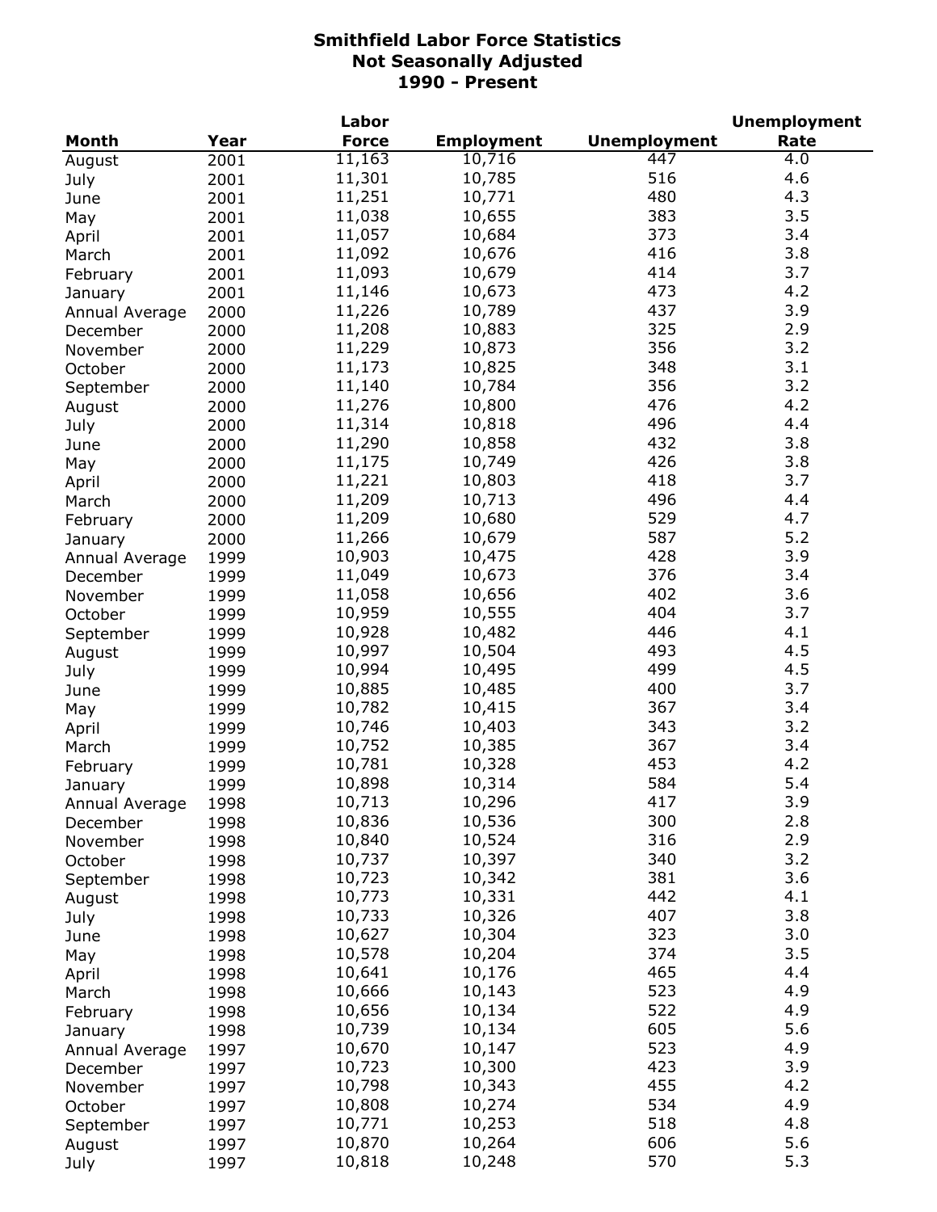**Smithfield Labor Force Statistics**
**Not Seasonally Adjusted**
**1990 - Present**

| Month | Year | Labor Force | Employment | Unemployment | Unemployment Rate |
|---|---|---|---|---|---|
| August | 2001 | 11,163 | 10,716 | 447 | 4.0 |
| July | 2001 | 11,301 | 10,785 | 516 | 4.6 |
| June | 2001 | 11,251 | 10,771 | 480 | 4.3 |
| May | 2001 | 11,038 | 10,655 | 383 | 3.5 |
| April | 2001 | 11,057 | 10,684 | 373 | 3.4 |
| March | 2001 | 11,092 | 10,676 | 416 | 3.8 |
| February | 2001 | 11,093 | 10,679 | 414 | 3.7 |
| January | 2001 | 11,146 | 10,673 | 473 | 4.2 |
| Annual Average | 2000 | 11,226 | 10,789 | 437 | 3.9 |
| December | 2000 | 11,208 | 10,883 | 325 | 2.9 |
| November | 2000 | 11,229 | 10,873 | 356 | 3.2 |
| October | 2000 | 11,173 | 10,825 | 348 | 3.1 |
| September | 2000 | 11,140 | 10,784 | 356 | 3.2 |
| August | 2000 | 11,276 | 10,800 | 476 | 4.2 |
| July | 2000 | 11,314 | 10,818 | 496 | 4.4 |
| June | 2000 | 11,290 | 10,858 | 432 | 3.8 |
| May | 2000 | 11,175 | 10,749 | 426 | 3.8 |
| April | 2000 | 11,221 | 10,803 | 418 | 3.7 |
| March | 2000 | 11,209 | 10,713 | 496 | 4.4 |
| February | 2000 | 11,209 | 10,680 | 529 | 4.7 |
| January | 2000 | 11,266 | 10,679 | 587 | 5.2 |
| Annual Average | 1999 | 10,903 | 10,475 | 428 | 3.9 |
| December | 1999 | 11,049 | 10,673 | 376 | 3.4 |
| November | 1999 | 11,058 | 10,656 | 402 | 3.6 |
| October | 1999 | 10,959 | 10,555 | 404 | 3.7 |
| September | 1999 | 10,928 | 10,482 | 446 | 4.1 |
| August | 1999 | 10,997 | 10,504 | 493 | 4.5 |
| July | 1999 | 10,994 | 10,495 | 499 | 4.5 |
| June | 1999 | 10,885 | 10,485 | 400 | 3.7 |
| May | 1999 | 10,782 | 10,415 | 367 | 3.4 |
| April | 1999 | 10,746 | 10,403 | 343 | 3.2 |
| March | 1999 | 10,752 | 10,385 | 367 | 3.4 |
| February | 1999 | 10,781 | 10,328 | 453 | 4.2 |
| January | 1999 | 10,898 | 10,314 | 584 | 5.4 |
| Annual Average | 1998 | 10,713 | 10,296 | 417 | 3.9 |
| December | 1998 | 10,836 | 10,536 | 300 | 2.8 |
| November | 1998 | 10,840 | 10,524 | 316 | 2.9 |
| October | 1998 | 10,737 | 10,397 | 340 | 3.2 |
| September | 1998 | 10,723 | 10,342 | 381 | 3.6 |
| August | 1998 | 10,773 | 10,331 | 442 | 4.1 |
| July | 1998 | 10,733 | 10,326 | 407 | 3.8 |
| June | 1998 | 10,627 | 10,304 | 323 | 3.0 |
| May | 1998 | 10,578 | 10,204 | 374 | 3.5 |
| April | 1998 | 10,641 | 10,176 | 465 | 4.4 |
| March | 1998 | 10,666 | 10,143 | 523 | 4.9 |
| February | 1998 | 10,656 | 10,134 | 522 | 4.9 |
| January | 1998 | 10,739 | 10,134 | 605 | 5.6 |
| Annual Average | 1997 | 10,670 | 10,147 | 523 | 4.9 |
| December | 1997 | 10,723 | 10,300 | 423 | 3.9 |
| November | 1997 | 10,798 | 10,343 | 455 | 4.2 |
| October | 1997 | 10,808 | 10,274 | 534 | 4.9 |
| September | 1997 | 10,771 | 10,253 | 518 | 4.8 |
| August | 1997 | 10,870 | 10,264 | 606 | 5.6 |
| July | 1997 | 10,818 | 10,248 | 570 | 5.3 |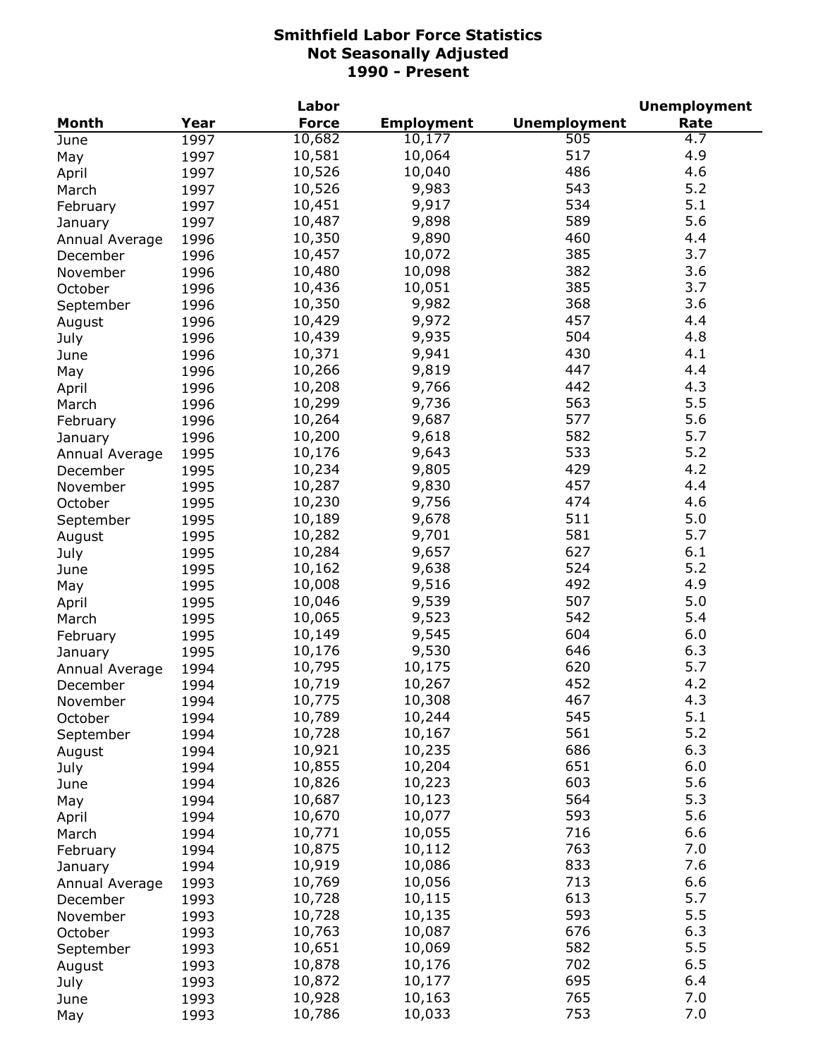**Smithfield Labor Force Statistics**
**Not Seasonally Adjusted**
**1990 - Present**

| Month | Year | Labor Force | Employment | Unemployment | Unemployment Rate |
|---|---|---|---|---|---|
| June | 1997 | 10,682 | 10,177 | 505 | 4.7 |
| May | 1997 | 10,581 | 10,064 | 517 | 4.9 |
| April | 1997 | 10,526 | 10,040 | 486 | 4.6 |
| March | 1997 | 10,526 | 9,983 | 543 | 5.2 |
| February | 1997 | 10,451 | 9,917 | 534 | 5.1 |
| January | 1997 | 10,487 | 9,898 | 589 | 5.6 |
| Annual Average | 1996 | 10,350 | 9,890 | 460 | 4.4 |
| December | 1996 | 10,457 | 10,072 | 385 | 3.7 |
| November | 1996 | 10,480 | 10,098 | 382 | 3.6 |
| October | 1996 | 10,436 | 10,051 | 385 | 3.7 |
| September | 1996 | 10,350 | 9,982 | 368 | 3.6 |
| August | 1996 | 10,429 | 9,972 | 457 | 4.4 |
| July | 1996 | 10,439 | 9,935 | 504 | 4.8 |
| June | 1996 | 10,371 | 9,941 | 430 | 4.1 |
| May | 1996 | 10,266 | 9,819 | 447 | 4.4 |
| April | 1996 | 10,208 | 9,766 | 442 | 4.3 |
| March | 1996 | 10,299 | 9,736 | 563 | 5.5 |
| February | 1996 | 10,264 | 9,687 | 577 | 5.6 |
| January | 1996 | 10,200 | 9,618 | 582 | 5.7 |
| Annual Average | 1995 | 10,176 | 9,643 | 533 | 5.2 |
| December | 1995 | 10,234 | 9,805 | 429 | 4.2 |
| November | 1995 | 10,287 | 9,830 | 457 | 4.4 |
| October | 1995 | 10,230 | 9,756 | 474 | 4.6 |
| September | 1995 | 10,189 | 9,678 | 511 | 5.0 |
| August | 1995 | 10,282 | 9,701 | 581 | 5.7 |
| July | 1995 | 10,284 | 9,657 | 627 | 6.1 |
| June | 1995 | 10,162 | 9,638 | 524 | 5.2 |
| May | 1995 | 10,008 | 9,516 | 492 | 4.9 |
| April | 1995 | 10,046 | 9,539 | 507 | 5.0 |
| March | 1995 | 10,065 | 9,523 | 542 | 5.4 |
| February | 1995 | 10,149 | 9,545 | 604 | 6.0 |
| January | 1995 | 10,176 | 9,530 | 646 | 6.3 |
| Annual Average | 1994 | 10,795 | 10,175 | 620 | 5.7 |
| December | 1994 | 10,719 | 10,267 | 452 | 4.2 |
| November | 1994 | 10,775 | 10,308 | 467 | 4.3 |
| October | 1994 | 10,789 | 10,244 | 545 | 5.1 |
| September | 1994 | 10,728 | 10,167 | 561 | 5.2 |
| August | 1994 | 10,921 | 10,235 | 686 | 6.3 |
| July | 1994 | 10,855 | 10,204 | 651 | 6.0 |
| June | 1994 | 10,826 | 10,223 | 603 | 5.6 |
| May | 1994 | 10,687 | 10,123 | 564 | 5.3 |
| April | 1994 | 10,670 | 10,077 | 593 | 5.6 |
| March | 1994 | 10,771 | 10,055 | 716 | 6.6 |
| February | 1994 | 10,875 | 10,112 | 763 | 7.0 |
| January | 1994 | 10,919 | 10,086 | 833 | 7.6 |
| Annual Average | 1993 | 10,769 | 10,056 | 713 | 6.6 |
| December | 1993 | 10,728 | 10,115 | 613 | 5.7 |
| November | 1993 | 10,728 | 10,135 | 593 | 5.5 |
| October | 1993 | 10,763 | 10,087 | 676 | 6.3 |
| September | 1993 | 10,651 | 10,069 | 582 | 5.5 |
| August | 1993 | 10,878 | 10,176 | 702 | 6.5 |
| July | 1993 | 10,872 | 10,177 | 695 | 6.4 |
| June | 1993 | 10,928 | 10,163 | 765 | 7.0 |
| May | 1993 | 10,786 | 10,033 | 753 | 7.0 |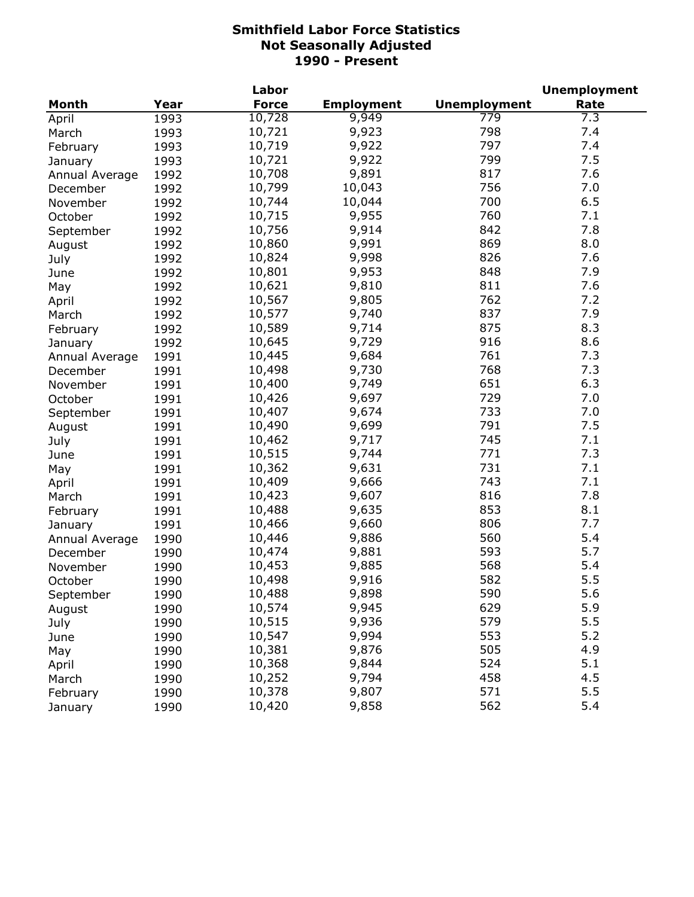**Smithfield Labor Force Statistics**
**Not Seasonally Adjusted**
**1990 - Present**

| Month | Year | Labor Force | Employment | Unemployment | Unemployment Rate |
|---|---|---|---|---|---|
| April | 1993 | 10,728 | 9,949 | 779 | 7.3 |
| March | 1993 | 10,721 | 9,923 | 798 | 7.4 |
| February | 1993 | 10,719 | 9,922 | 797 | 7.4 |
| January | 1993 | 10,721 | 9,922 | 799 | 7.5 |
| Annual Average | 1992 | 10,708 | 9,891 | 817 | 7.6 |
| December | 1992 | 10,799 | 10,043 | 756 | 7.0 |
| November | 1992 | 10,744 | 10,044 | 700 | 6.5 |
| October | 1992 | 10,715 | 9,955 | 760 | 7.1 |
| September | 1992 | 10,756 | 9,914 | 842 | 7.8 |
| August | 1992 | 10,860 | 9,991 | 869 | 8.0 |
| July | 1992 | 10,824 | 9,998 | 826 | 7.6 |
| June | 1992 | 10,801 | 9,953 | 848 | 7.9 |
| May | 1992 | 10,621 | 9,810 | 811 | 7.6 |
| April | 1992 | 10,567 | 9,805 | 762 | 7.2 |
| March | 1992 | 10,577 | 9,740 | 837 | 7.9 |
| February | 1992 | 10,589 | 9,714 | 875 | 8.3 |
| January | 1992 | 10,645 | 9,729 | 916 | 8.6 |
| Annual Average | 1991 | 10,445 | 9,684 | 761 | 7.3 |
| December | 1991 | 10,498 | 9,730 | 768 | 7.3 |
| November | 1991 | 10,400 | 9,749 | 651 | 6.3 |
| October | 1991 | 10,426 | 9,697 | 729 | 7.0 |
| September | 1991 | 10,407 | 9,674 | 733 | 7.0 |
| August | 1991 | 10,490 | 9,699 | 791 | 7.5 |
| July | 1991 | 10,462 | 9,717 | 745 | 7.1 |
| June | 1991 | 10,515 | 9,744 | 771 | 7.3 |
| May | 1991 | 10,362 | 9,631 | 731 | 7.1 |
| April | 1991 | 10,409 | 9,666 | 743 | 7.1 |
| March | 1991 | 10,423 | 9,607 | 816 | 7.8 |
| February | 1991 | 10,488 | 9,635 | 853 | 8.1 |
| January | 1991 | 10,466 | 9,660 | 806 | 7.7 |
| Annual Average | 1990 | 10,446 | 9,886 | 560 | 5.4 |
| December | 1990 | 10,474 | 9,881 | 593 | 5.7 |
| November | 1990 | 10,453 | 9,885 | 568 | 5.4 |
| October | 1990 | 10,498 | 9,916 | 582 | 5.5 |
| September | 1990 | 10,488 | 9,898 | 590 | 5.6 |
| August | 1990 | 10,574 | 9,945 | 629 | 5.9 |
| July | 1990 | 10,515 | 9,936 | 579 | 5.5 |
| June | 1990 | 10,547 | 9,994 | 553 | 5.2 |
| May | 1990 | 10,381 | 9,876 | 505 | 4.9 |
| April | 1990 | 10,368 | 9,844 | 524 | 5.1 |
| March | 1990 | 10,252 | 9,794 | 458 | 4.5 |
| February | 1990 | 10,378 | 9,807 | 571 | 5.5 |
| January | 1990 | 10,420 | 9,858 | 562 | 5.4 |